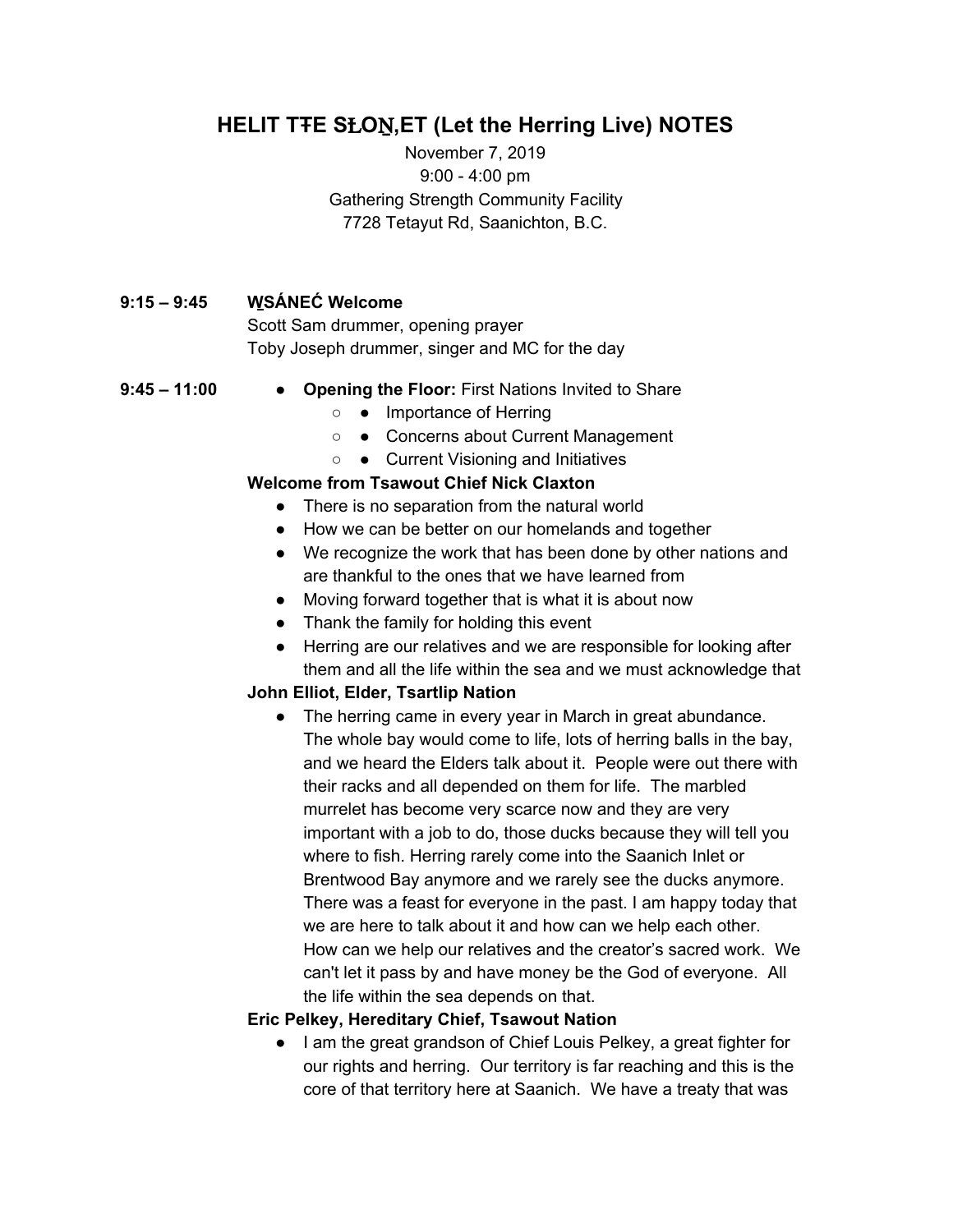# HELIT TŦE SȽOṈ,ET (Let the Herring Live) NOTES

November 7, 2019
9:00 - 4:00 pm
Gathering Strength Community Facility
7728 Tetayut Rd, Saanichton, B.C.

**9:15 – 9:45** **W̱SÁNEĆ Welcome**

Scott Sam drummer, opening prayer
Toby Joseph drummer, singer and MC for the day

**9:45 – 11:00**

- **Opening the Floor:** First Nations Invited to Share
  - Importance of Herring
  - Concerns about Current Management
  - Current Visioning and Initiatives

**Welcome from Tsawout Chief Nick Claxton**

- There is no separation from the natural world
- How we can be better on our homelands and together
- We recognize the work that has been done by other nations and are thankful to the ones that we have learned from
- Moving forward together that is what it is about now
- Thank the family for holding this event
- Herring are our relatives and we are responsible for looking after them and all the life within the sea and we must acknowledge that

**John Elliot, Elder, Tsartlip Nation**

- The herring came in every year in March in great abundance. The whole bay would come to life, lots of herring balls in the bay, and we heard the Elders talk about it. People were out there with their racks and all depended on them for life. The marbled murrelet has become very scarce now and they are very important with a job to do, those ducks because they will tell you where to fish. Herring rarely come into the Saanich Inlet or Brentwood Bay anymore and we rarely see the ducks anymore. There was a feast for everyone in the past. I am happy today that we are here to talk about it and how can we help each other. How can we help our relatives and the creator's sacred work. We can't let it pass by and have money be the God of everyone. All the life within the sea depends on that.

**Eric Pelkey, Hereditary Chief, Tsawout Nation**

- I am the great grandson of Chief Louis Pelkey, a great fighter for our rights and herring. Our territory is far reaching and this is the core of that territory here at Saanich. We have a treaty that was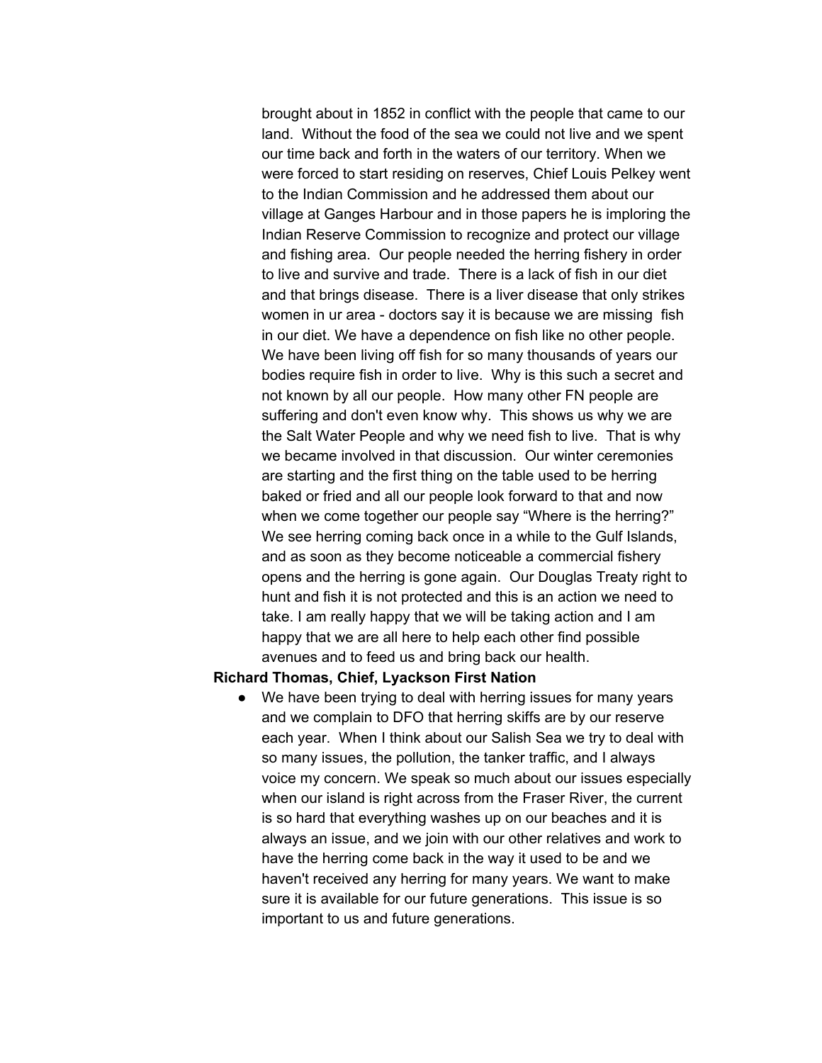brought about in 1852 in conflict with the people that came to our land. Without the food of the sea we could not live and we spent our time back and forth in the waters of our territory. When we were forced to start residing on reserves, Chief Louis Pelkey went to the Indian Commission and he addressed them about our village at Ganges Harbour and in those papers he is imploring the Indian Reserve Commission to recognize and protect our village and fishing area. Our people needed the herring fishery in order to live and survive and trade. There is a lack of fish in our diet and that brings disease. There is a liver disease that only strikes women in ur area - doctors say it is because we are missing fish in our diet. We have a dependence on fish like no other people. We have been living off fish for so many thousands of years our bodies require fish in order to live. Why is this such a secret and not known by all our people. How many other FN people are suffering and don't even know why. This shows us why we are the Salt Water People and why we need fish to live. That is why we became involved in that discussion. Our winter ceremonies are starting and the first thing on the table used to be herring baked or fried and all our people look forward to that and now when we come together our people say "Where is the herring?" We see herring coming back once in a while to the Gulf Islands, and as soon as they become noticeable a commercial fishery opens and the herring is gone again. Our Douglas Treaty right to hunt and fish it is not protected and this is an action we need to take. I am really happy that we will be taking action and I am happy that we are all here to help each other find possible avenues and to feed us and bring back our health.

**Richard Thomas, Chief, Lyackson First Nation**

- We have been trying to deal with herring issues for many years and we complain to DFO that herring skiffs are by our reserve each year. When I think about our Salish Sea we try to deal with so many issues, the pollution, the tanker traffic, and I always voice my concern. We speak so much about our issues especially when our island is right across from the Fraser River, the current is so hard that everything washes up on our beaches and it is always an issue, and we join with our other relatives and work to have the herring come back in the way it used to be and we haven't received any herring for many years. We want to make sure it is available for our future generations. This issue is so important to us and future generations.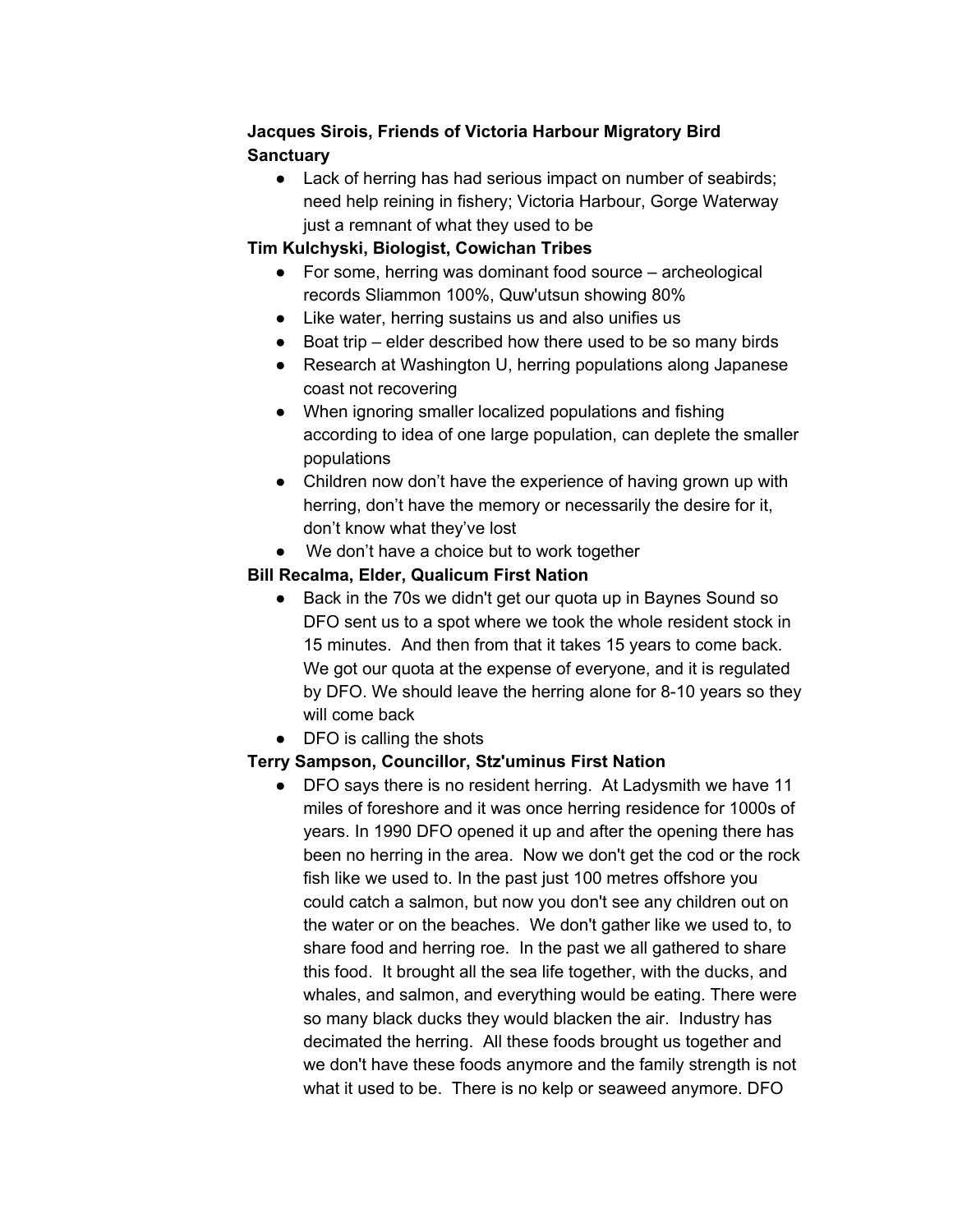**Jacques Sirois, Friends of Victoria Harbour Migratory Bird Sanctuary**

- Lack of herring has had serious impact on number of seabirds; need help reining in fishery; Victoria Harbour, Gorge Waterway just a remnant of what they used to be

**Tim Kulchyski, Biologist, Cowichan Tribes**

- For some, herring was dominant food source – archeological records Sliammon 100%, Quw'utsun showing 80%
- Like water, herring sustains us and also unifies us
- Boat trip – elder described how there used to be so many birds
- Research at Washington U, herring populations along Japanese coast not recovering
- When ignoring smaller localized populations and fishing according to idea of one large population, can deplete the smaller populations
- Children now don't have the experience of having grown up with herring, don't have the memory or necessarily the desire for it, don't know what they've lost
- We don't have a choice but to work together

**Bill Recalma, Elder, Qualicum First Nation**

- Back in the 70s we didn't get our quota up in Baynes Sound so DFO sent us to a spot where we took the whole resident stock in 15 minutes. And then from that it takes 15 years to come back. We got our quota at the expense of everyone, and it is regulated by DFO. We should leave the herring alone for 8-10 years so they will come back
- DFO is calling the shots

**Terry Sampson, Councillor, Stz'uminus First Nation**

- DFO says there is no resident herring. At Ladysmith we have 11 miles of foreshore and it was once herring residence for 1000s of years. In 1990 DFO opened it up and after the opening there has been no herring in the area. Now we don't get the cod or the rock fish like we used to. In the past just 100 metres offshore you could catch a salmon, but now you don't see any children out on the water or on the beaches. We don't gather like we used to, to share food and herring roe. In the past we all gathered to share this food. It brought all the sea life together, with the ducks, and whales, and salmon, and everything would be eating. There were so many black ducks they would blacken the air. Industry has decimated the herring. All these foods brought us together and we don't have these foods anymore and the family strength is not what it used to be. There is no kelp or seaweed anymore. DFO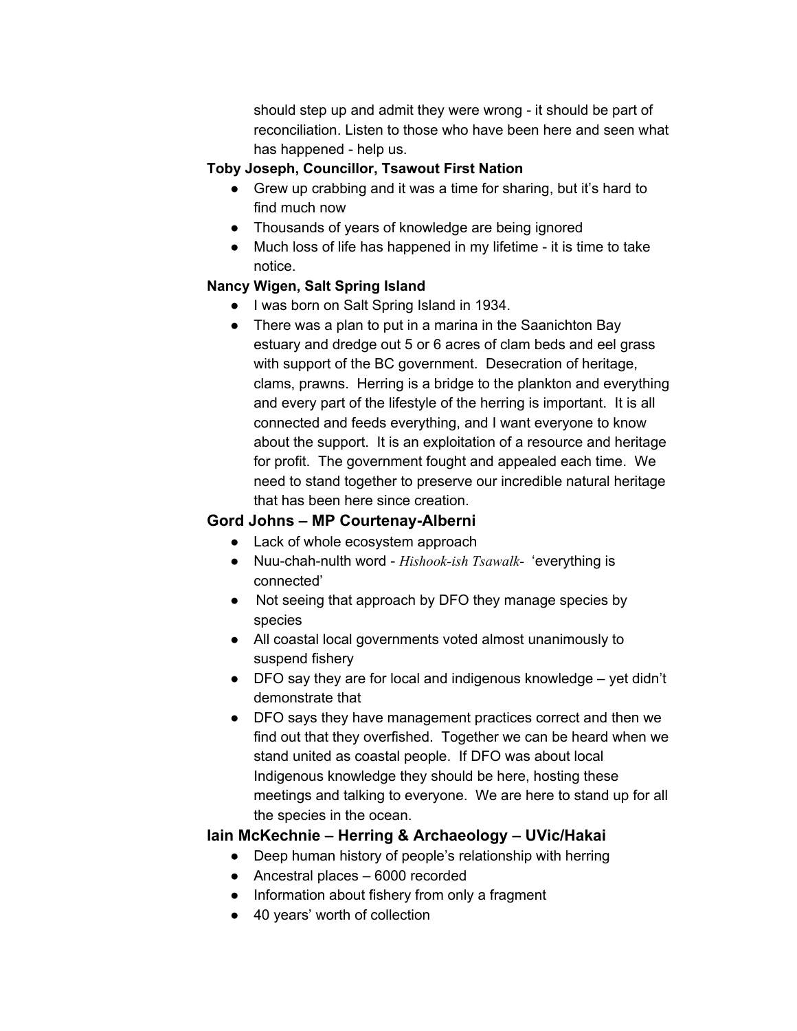should step up and admit they were wrong - it should be part of reconciliation. Listen to those who have been here and seen what has happened - help us.

**Toby Joseph, Councillor, Tsawout First Nation**

- Grew up crabbing and it was a time for sharing, but it's hard to find much now
- Thousands of years of knowledge are being ignored
- Much loss of life has happened in my lifetime - it is time to take notice.

**Nancy Wigen, Salt Spring Island**

- I was born on Salt Spring Island in 1934.
- There was a plan to put in a marina in the Saanichton Bay estuary and dredge out 5 or 6 acres of clam beds and eel grass with support of the BC government. Desecration of heritage, clams, prawns. Herring is a bridge to the plankton and everything and every part of the lifestyle of the herring is important. It is all connected and feeds everything, and I want everyone to know about the support. It is an exploitation of a resource and heritage for profit. The government fought and appealed each time. We need to stand together to preserve our incredible natural heritage that has been here since creation.

**Gord Johns – MP Courtenay-Alberni**

- Lack of whole ecosystem approach
- Nuu-chah-nulth word - *Hishook-ish Tsawalk*- 'everything is connected'
- Not seeing that approach by DFO they manage species by species
- All coastal local governments voted almost unanimously to suspend fishery
- DFO say they are for local and indigenous knowledge – yet didn't demonstrate that
- DFO says they have management practices correct and then we find out that they overfished. Together we can be heard when we stand united as coastal people. If DFO was about local Indigenous knowledge they should be here, hosting these meetings and talking to everyone. We are here to stand up for all the species in the ocean.

**Iain McKechnie – Herring & Archaeology – UVic/Hakai**

- Deep human history of people's relationship with herring
- Ancestral places – 6000 recorded
- Information about fishery from only a fragment
- 40 years' worth of collection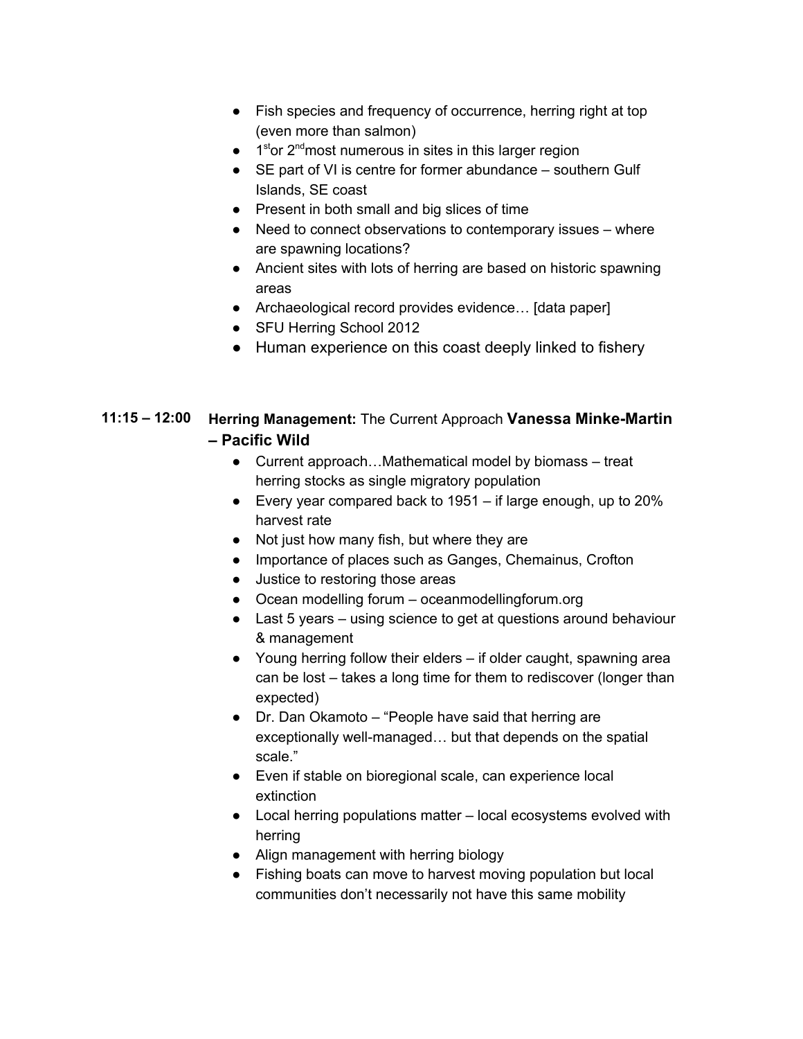- Fish species and frequency of occurrence, herring right at top (even more than salmon)
- 1st or 2nd most numerous in sites in this larger region
- SE part of VI is centre for former abundance – southern Gulf Islands, SE coast
- Present in both small and big slices of time
- Need to connect observations to contemporary issues – where are spawning locations?
- Ancient sites with lots of herring are based on historic spawning areas
- Archaeological record provides evidence… [data paper]
- SFU Herring School 2012
- Human experience on this coast deeply linked to fishery

**11:15 – 12:00** **Herring Management:** The Current Approach **Vanessa Minke-Martin – Pacific Wild**

- Current approach…Mathematical model by biomass – treat herring stocks as single migratory population
- Every year compared back to 1951 – if large enough, up to 20% harvest rate
- Not just how many fish, but where they are
- Importance of places such as Ganges, Chemainus, Crofton
- Justice to restoring those areas
- Ocean modelling forum – oceanmodellingforum.org
- Last 5 years – using science to get at questions around behaviour & management
- Young herring follow their elders – if older caught, spawning area can be lost – takes a long time for them to rediscover (longer than expected)
- Dr. Dan Okamoto – "People have said that herring are exceptionally well-managed… but that depends on the spatial scale."
- Even if stable on bioregional scale, can experience local extinction
- Local herring populations matter – local ecosystems evolved with herring
- Align management with herring biology
- Fishing boats can move to harvest moving population but local communities don't necessarily not have this same mobility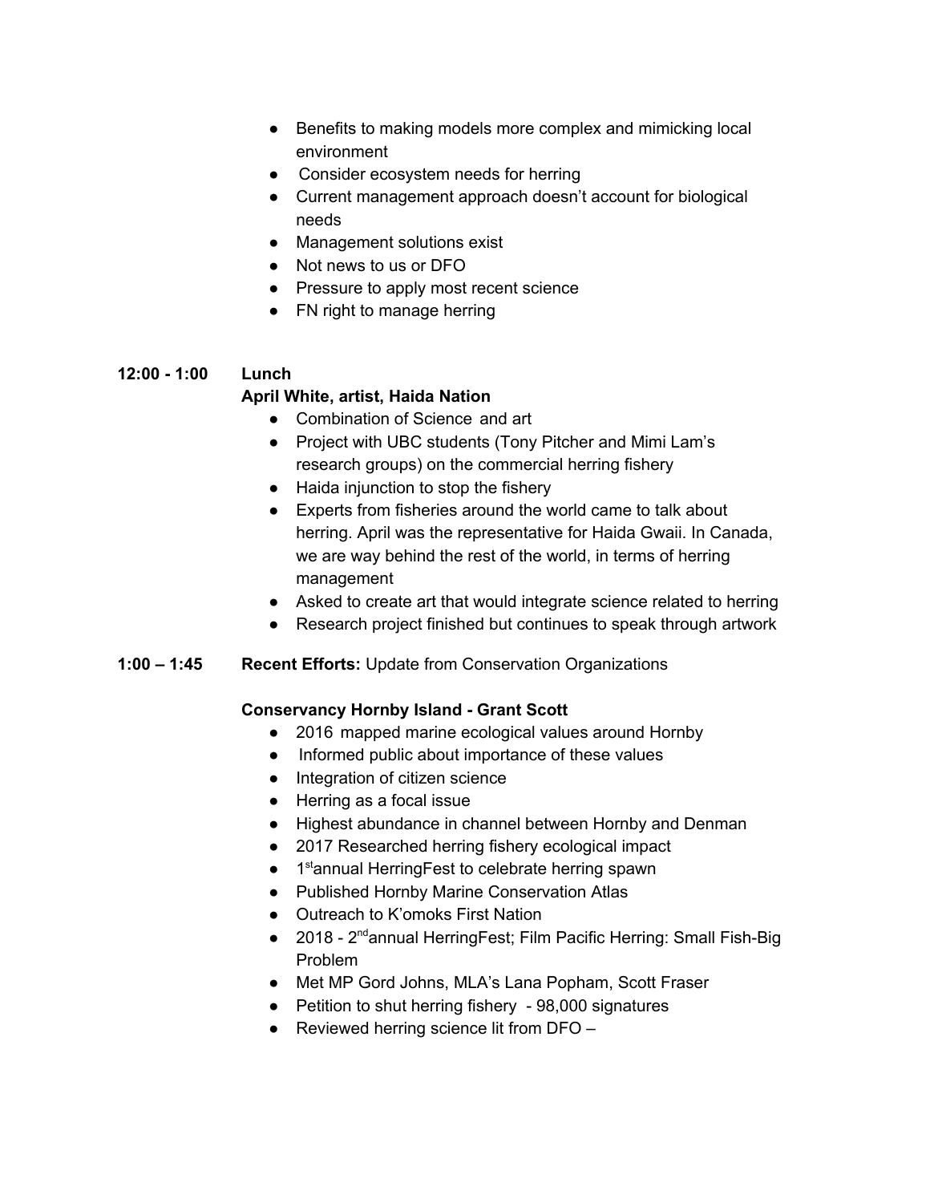- Benefits to making models more complex and mimicking local environment
- Consider ecosystem needs for herring
- Current management approach doesn't account for biological needs
- Management solutions exist
- Not news to us or DFO
- Pressure to apply most recent science
- FN right to manage herring

**12:00 - 1:00** **Lunch**

**April White, artist, Haida Nation**

- Combination of Science and art
- Project with UBC students (Tony Pitcher and Mimi Lam's research groups) on the commercial herring fishery
- Haida injunction to stop the fishery
- Experts from fisheries around the world came to talk about herring. April was the representative for Haida Gwaii. In Canada, we are way behind the rest of the world, in terms of herring management
- Asked to create art that would integrate science related to herring
- Research project finished but continues to speak through artwork

**1:00 – 1:45** **Recent Efforts:** Update from Conservation Organizations

**Conservancy Hornby Island - Grant Scott**

- 2016 mapped marine ecological values around Hornby
- Informed public about importance of these values
- Integration of citizen science
- Herring as a focal issue
- Highest abundance in channel between Hornby and Denman
- 2017 Researched herring fishery ecological impact
- 1st annual HerringFest to celebrate herring spawn
- Published Hornby Marine Conservation Atlas
- Outreach to K'omoks First Nation
- 2018 - 2nd annual HerringFest; Film Pacific Herring: Small Fish-Big Problem
- Met MP Gord Johns, MLA's Lana Popham, Scott Fraser
- Petition to shut herring fishery - 98,000 signatures
- Reviewed herring science lit from DFO –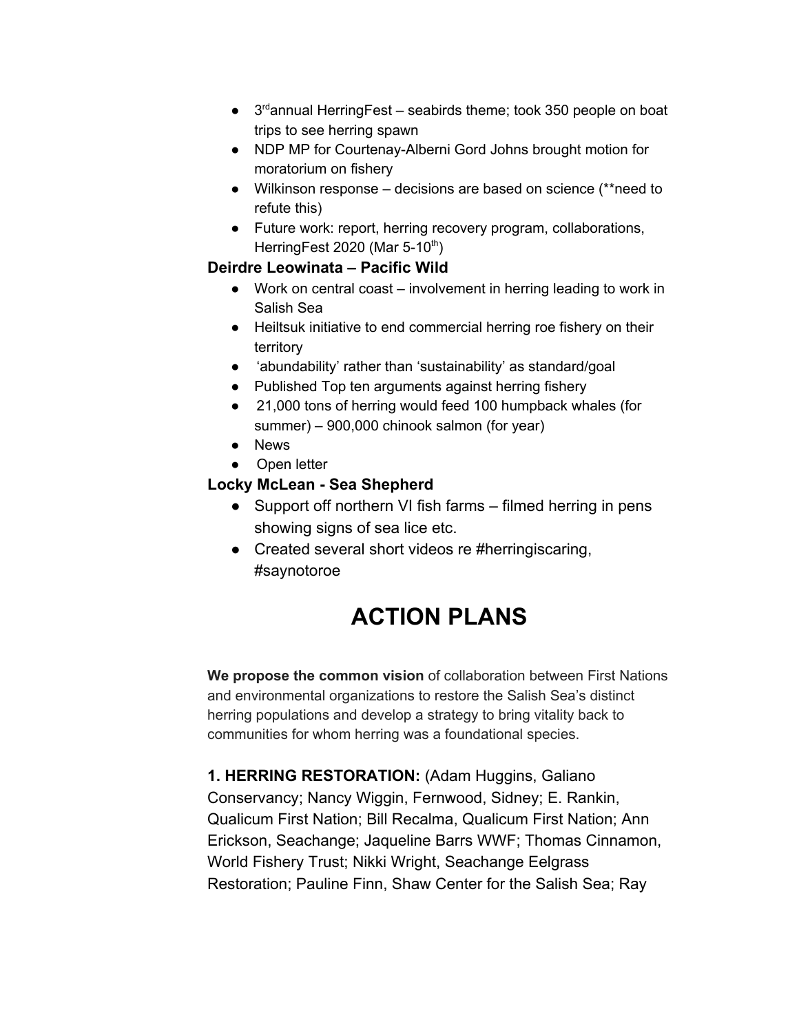- 3rd annual HerringFest – seabirds theme; took 350 people on boat trips to see herring spawn
- NDP MP for Courtenay-Alberni Gord Johns brought motion for moratorium on fishery
- Wilkinson response – decisions are based on science (**need to refute this)
- Future work: report, herring recovery program, collaborations, HerringFest 2020 (Mar 5-10th)

**Deirdre Leowinata – Pacific Wild**

- Work on central coast – involvement in herring leading to work in Salish Sea
- Heiltsuk initiative to end commercial herring roe fishery on their territory
- 'abundability' rather than 'sustainability' as standard/goal
- Published Top ten arguments against herring fishery
- 21,000 tons of herring would feed 100 humpback whales (for summer) – 900,000 chinook salmon (for year)
- News
- Open letter

**Locky McLean - Sea Shepherd**

- Support off northern VI fish farms – filmed herring in pens showing signs of sea lice etc.
- Created several short videos re #herringiscaring, #saynotoroe

# ACTION PLANS

**We propose the common vision** of collaboration between First Nations and environmental organizations to restore the Salish Sea's distinct herring populations and develop a strategy to bring vitality back to communities for whom herring was a foundational species.

**1. HERRING RESTORATION:** (Adam Huggins, Galiano Conservancy; Nancy Wiggin, Fernwood, Sidney; E. Rankin, Qualicum First Nation; Bill Recalma, Qualicum First Nation; Ann Erickson, Seachange; Jaqueline Barrs WWF; Thomas Cinnamon, World Fishery Trust; Nikki Wright, Seachange Eelgrass Restoration; Pauline Finn, Shaw Center for the Salish Sea; Ray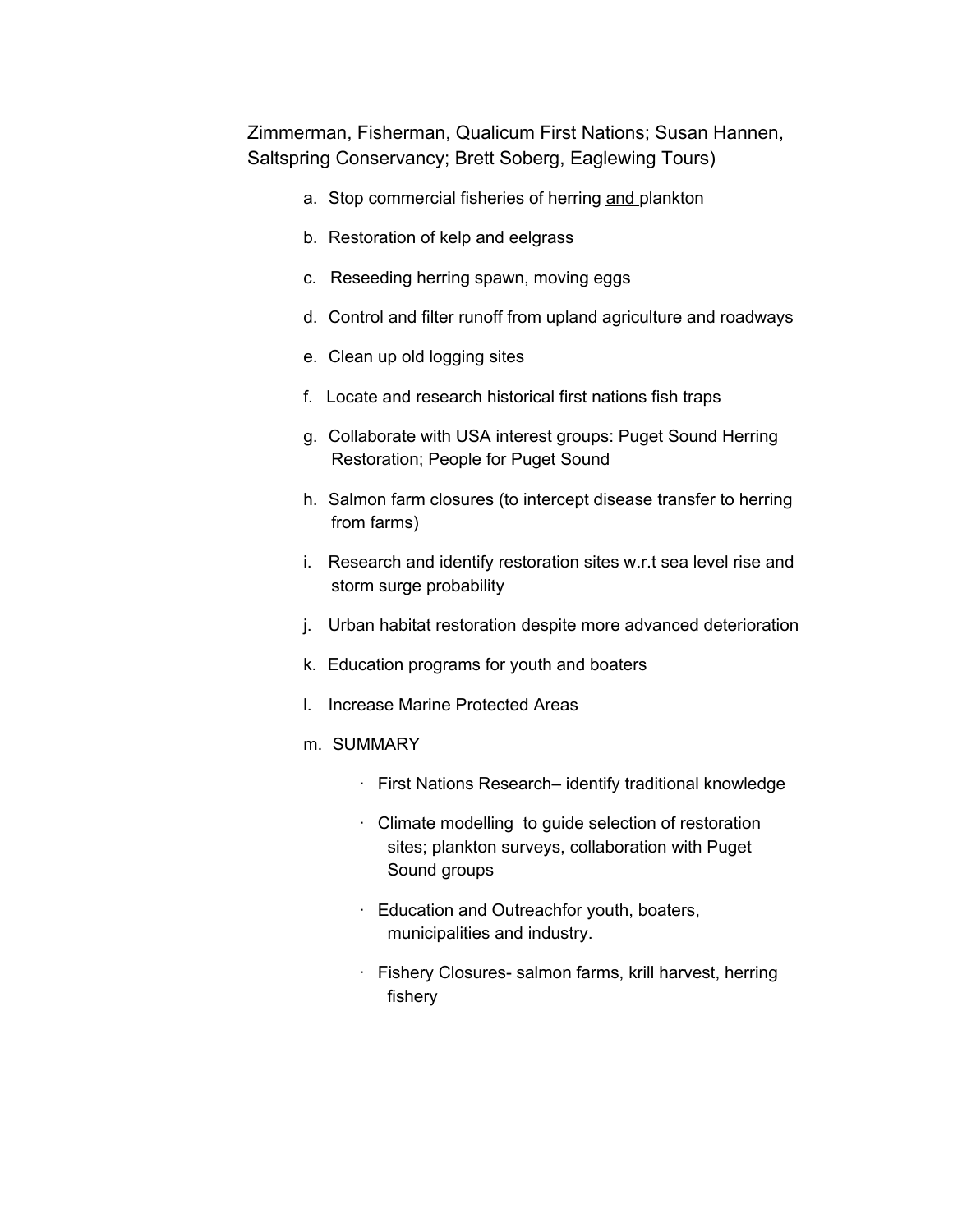Zimmerman, Fisherman, Qualicum First Nations; Susan Hannen, Saltspring Conservancy; Brett Soberg, Eaglewing Tours)

a. Stop commercial fisheries of herring <u>and </u>plankton

b. Restoration of kelp and eelgrass

c. Reseeding herring spawn, moving eggs

d. Control and filter runoff from upland agriculture and roadways

e. Clean up old logging sites

f. Locate and research historical first nations fish traps

g. Collaborate with USA interest groups: Puget Sound Herring Restoration; People for Puget Sound

h. Salmon farm closures (to intercept disease transfer to herring from farms)

i. Research and identify restoration sites w.r.t sea level rise and storm surge probability

j. Urban habitat restoration despite more advanced deterioration

k. Education programs for youth and boaters

l. Increase Marine Protected Areas

m. SUMMARY

- First Nations Research– identify traditional knowledge
- Climate modelling to guide selection of restoration sites; plankton surveys, collaboration with Puget Sound groups
- Education and Outreachfor youth, boaters, municipalities and industry.
- Fishery Closures- salmon farms, krill harvest, herring fishery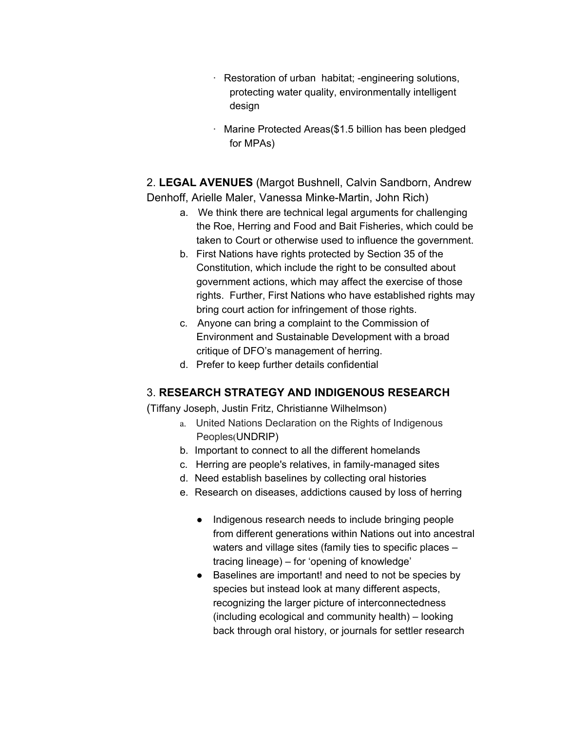- Restoration of urban habitat; -engineering solutions, protecting water quality, environmentally intelligent design
- Marine Protected Areas($1.5 billion has been pledged for MPAs)

2. **LEGAL AVENUES** (Margot Bushnell, Calvin Sandborn, Andrew Denhoff, Arielle Maler, Vanessa Minke-Martin, John Rich)

   a. We think there are technical legal arguments for challenging the Roe, Herring and Food and Bait Fisheries, which could be taken to Court or otherwise used to influence the government.
   b. First Nations have rights protected by Section 35 of the Constitution, which include the right to be consulted about government actions, which may affect the exercise of those rights. Further, First Nations who have established rights may bring court action for infringement of those rights.
   c. Anyone can bring a complaint to the Commission of Environment and Sustainable Development with a broad critique of DFO's management of herring.
   d. Prefer to keep further details confidential

3. **RESEARCH STRATEGY AND INDIGENOUS RESEARCH** (Tiffany Joseph, Justin Fritz, Christianne Wilhelmson)

   a. United Nations Declaration on the Rights of Indigenous Peoples(UNDRIP)
   b. Important to connect to all the different homelands
   c. Herring are people's relatives, in family-managed sites
   d. Need establish baselines by collecting oral histories
   e. Research on diseases, addictions caused by loss of herring

      - Indigenous research needs to include bringing people from different generations within Nations out into ancestral waters and village sites (family ties to specific places – tracing lineage) – for 'opening of knowledge'
      - Baselines are important! and need to not be species by species but instead look at many different aspects, recognizing the larger picture of interconnectedness (including ecological and community health) – looking back through oral history, or journals for settler research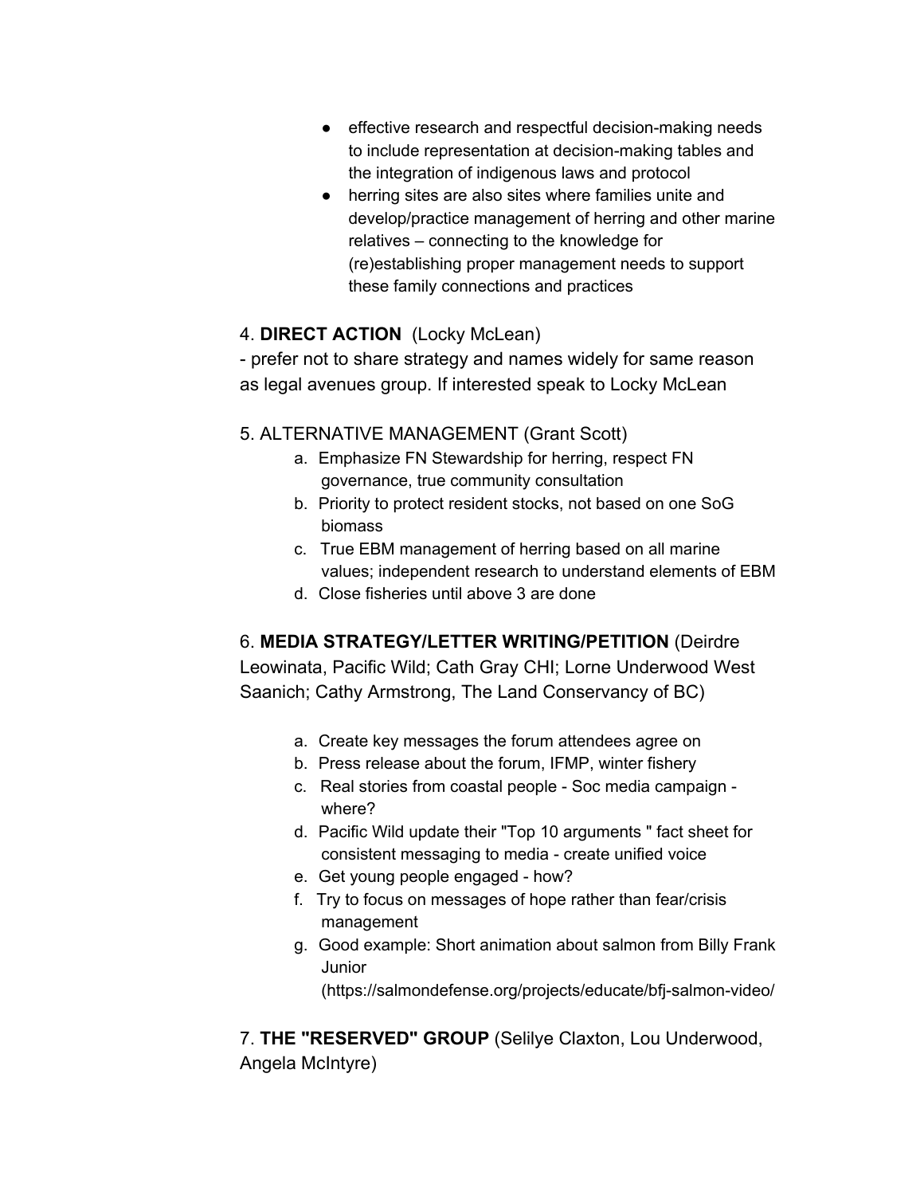- effective research and respectful decision-making needs to include representation at decision-making tables and the integration of indigenous laws and protocol
- herring sites are also sites where families unite and develop/practice management of herring and other marine relatives – connecting to the knowledge for (re)establishing proper management needs to support these family connections and practices

4. **DIRECT ACTION** (Locky McLean)
- prefer not to share strategy and names widely for same reason as legal avenues group. If interested speak to Locky McLean

5. ALTERNATIVE MANAGEMENT (Grant Scott)
   a. Emphasize FN Stewardship for herring, respect FN governance, true community consultation
   b. Priority to protect resident stocks, not based on one SoG biomass
   c. True EBM management of herring based on all marine values; independent research to understand elements of EBM
   d. Close fisheries until above 3 are done

6. **MEDIA STRATEGY/LETTER WRITING/PETITION** (Deirdre Leowinata, Pacific Wild; Cath Gray CHI; Lorne Underwood West Saanich; Cathy Armstrong, The Land Conservancy of BC)

   a. Create key messages the forum attendees agree on
   b. Press release about the forum, IFMP, winter fishery
   c. Real stories from coastal people - Soc media campaign - where?
   d. Pacific Wild update their "Top 10 arguments " fact sheet for consistent messaging to media - create unified voice
   e. Get young people engaged - how?
   f. Try to focus on messages of hope rather than fear/crisis management
   g. Good example: Short animation about salmon from Billy Frank Junior (https://salmondefense.org/projects/educate/bfj-salmon-video/

7. **THE "RESERVED" GROUP** (Selilye Claxton, Lou Underwood, Angela McIntyre)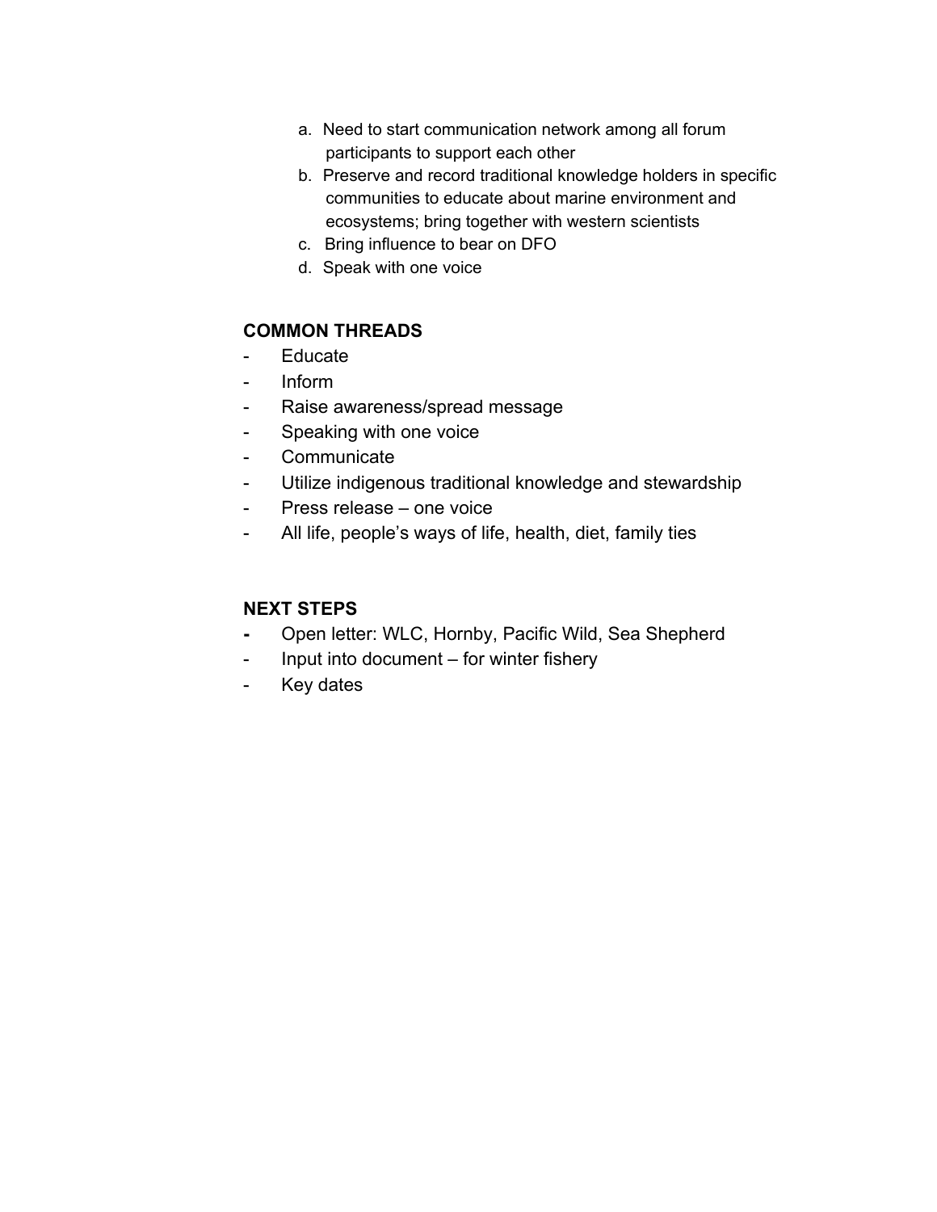a. Need to start communication network among all forum participants to support each other
b. Preserve and record traditional knowledge holders in specific communities to educate about marine environment and ecosystems; bring together with western scientists
c. Bring influence to bear on DFO
d. Speak with one voice

**COMMON THREADS**

- Educate
- Inform
- Raise awareness/spread message
- Speaking with one voice
- Communicate
- Utilize indigenous traditional knowledge and stewardship
- Press release – one voice
- All life, people's ways of life, health, diet, family ties

**NEXT STEPS**

- Open letter: WLC, Hornby, Pacific Wild, Sea Shepherd
- Input into document – for winter fishery
- Key dates